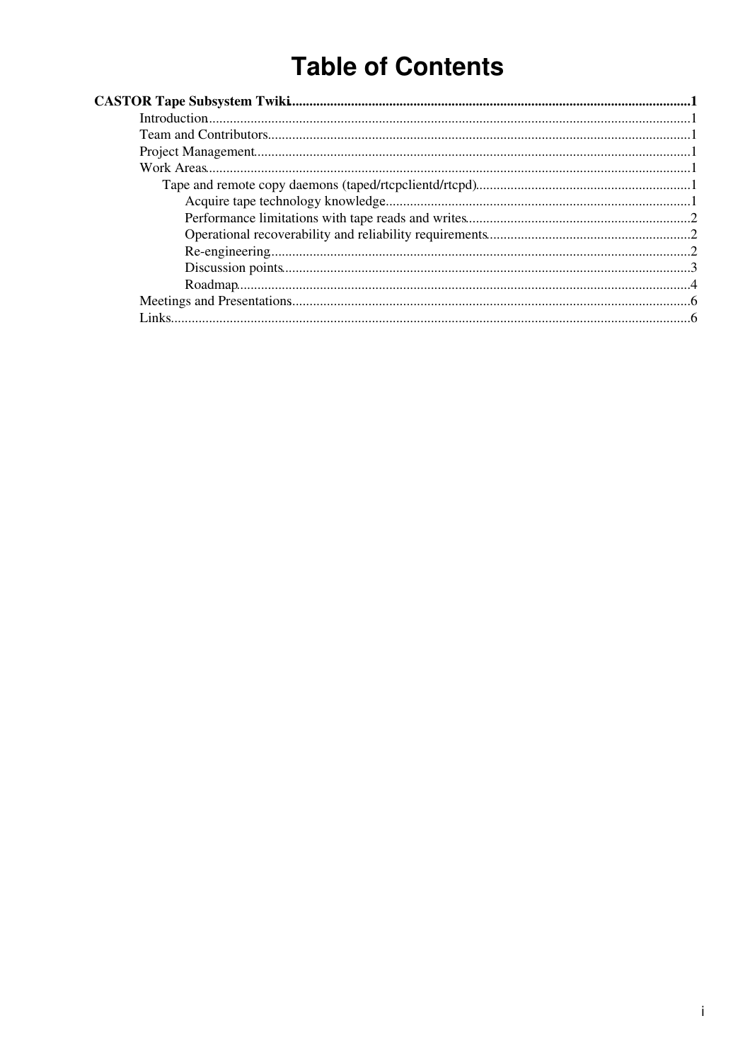# Table of Contents

**CASTOR Tape Subsystem Twiki** .......... **1**

- Introduction .......... 1
- Team and Contributors .......... 1
- Project Management .......... 1
- Work Areas .......... 1
  - Tape and remote copy daemons (taped/rtcpclientd/rtcpd) .......... 1
    - Acquire tape technology knowledge .......... 1
    - Performance limitations with tape reads and writes .......... 2
    - Operational recoverability and reliability requirements .......... 2
    - Re-engineering .......... 2
    - Discussion points .......... 3
    - Roadmap .......... 4
- Meetings and Presentations .......... 6
- Links .......... 6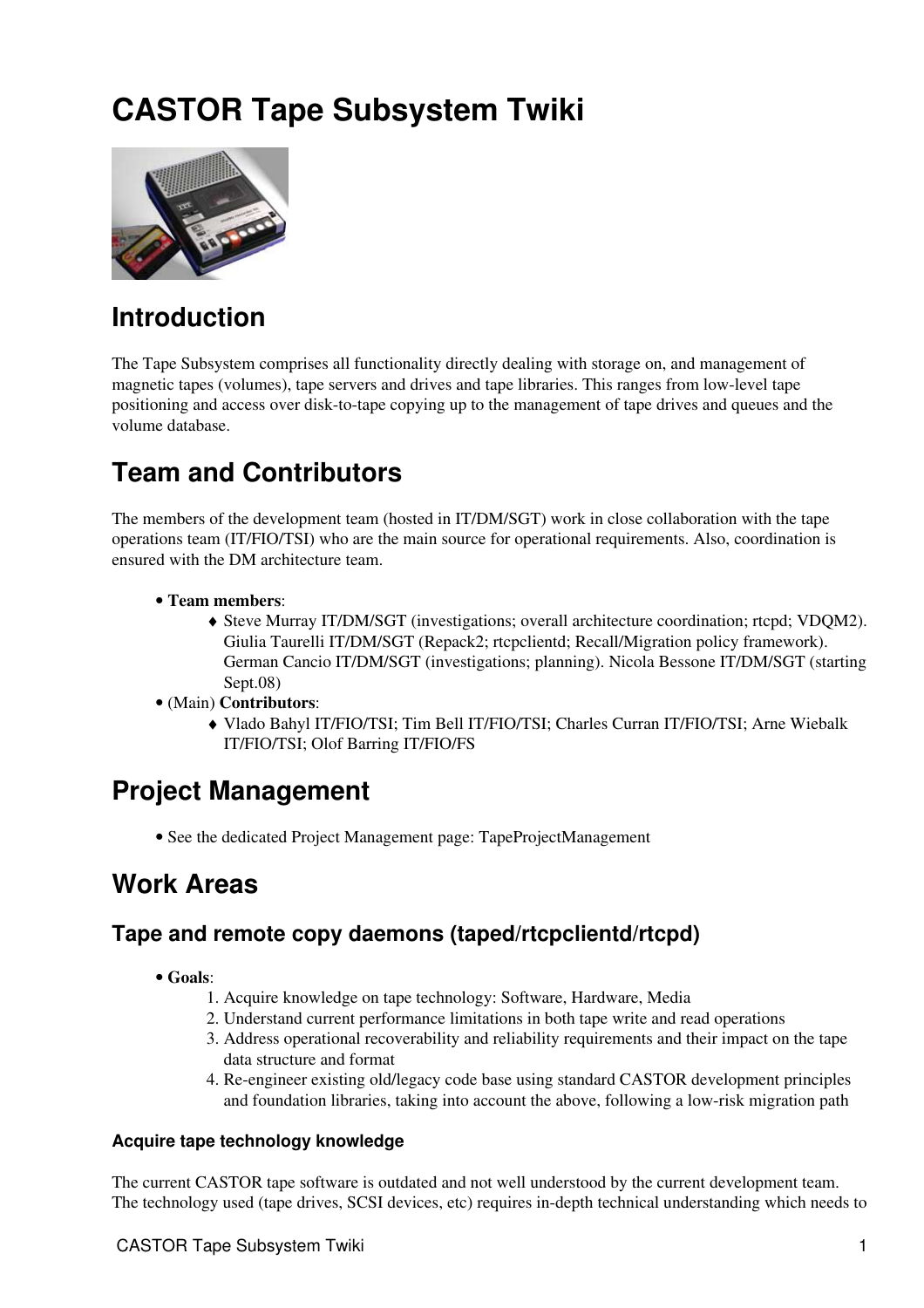# CASTOR Tape Subsystem Twiki

## Introduction

The Tape Subsystem comprises all functionality directly dealing with storage on, and management of magnetic tapes (volumes), tape servers and drives and tape libraries. This ranges from low-level tape positioning and access over disk-to-tape copying up to the management of tape drives and queues and the volume database.

## Team and Contributors

The members of the development team (hosted in IT/DM/SGT) work in close collaboration with the tape operations team (IT/FIO/TSI) who are the main source for operational requirements. Also, coordination is ensured with the DM architecture team.

- **Team members**:
    - Steve Murray IT/DM/SGT (investigations; overall architecture coordination; rtcpd; VDQM2). Giulia Taurelli IT/DM/SGT (Repack2; rtcpclientd; Recall/Migration policy framework). German Cancio IT/DM/SGT (investigations; planning). Nicola Bessone IT/DM/SGT (starting Sept.08)
- (Main) **Contributors**:
    - Vlado Bahyl IT/FIO/TSI; Tim Bell IT/FIO/TSI; Charles Curran IT/FIO/TSI; Arne Wiebalk IT/FIO/TSI; Olof Barring IT/FIO/FS

## Project Management

- See the dedicated Project Management page: TapeProjectManagement

## Work Areas

### Tape and remote copy daemons (taped/rtcpclientd/rtcpd)

- **Goals**:
    1. Acquire knowledge on tape technology: Software, Hardware, Media
    2. Understand current performance limitations in both tape write and read operations
    3. Address operational recoverability and reliability requirements and their impact on the tape data structure and format
    4. Re-engineer existing old/legacy code base using standard CASTOR development principles and foundation libraries, taking into account the above, following a low-risk migration path

#### Acquire tape technology knowledge

The current CASTOR tape software is outdated and not well understood by the current development team. The technology used (tape drives, SCSI devices, etc) requires in-depth technical understanding which needs to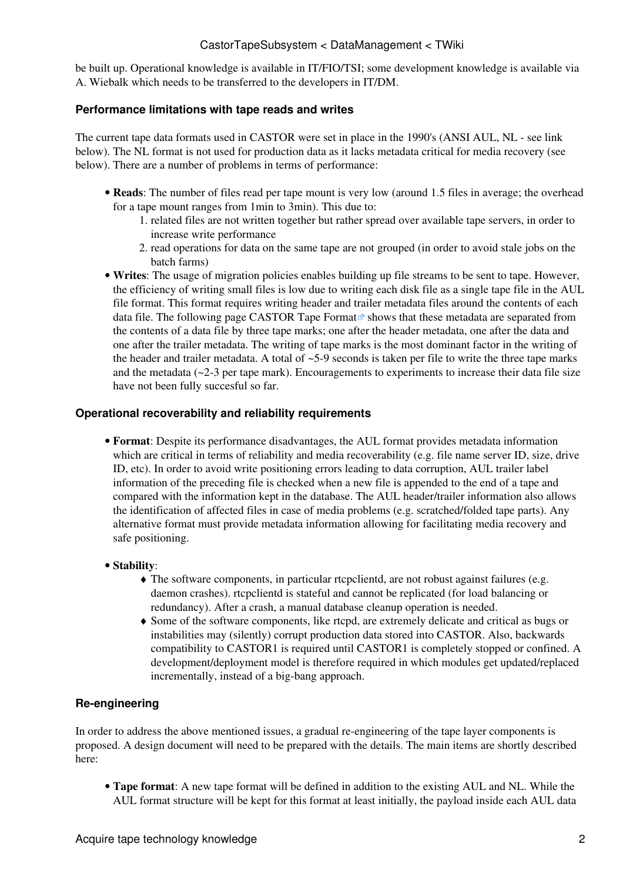be built up. Operational knowledge is available in IT/FIO/TSI; some development knowledge is available via A. Wiebalk which needs to be transferred to the developers in IT/DM.

#### Performance limitations with tape reads and writes

The current tape data formats used in CASTOR were set in place in the 1990's (ANSI AUL, NL - see link below). The NL format is not used for production data as it lacks metadata critical for media recovery (see below). There are a number of problems in terms of performance:

- **Reads**: The number of files read per tape mount is very low (around 1.5 files in average; the overhead for a tape mount ranges from 1min to 3min). This due to:
    1. related files are not written together but rather spread over available tape servers, in order to increase write performance
    2. read operations for data on the same tape are not grouped (in order to avoid stale jobs on the batch farms)
- **Writes**: The usage of migration policies enables building up file streams to be sent to tape. However, the efficiency of writing small files is low due to writing each disk file as a single tape file in the AUL file format. This format requires writing header and trailer metadata files around the contents of each data file. The following page CASTOR Tape Format shows that these metadata are separated from the contents of a data file by three tape marks; one after the header metadata, one after the data and one after the trailer metadata. The writing of tape marks is the most dominant factor in the writing of the header and trailer metadata. A total of ~5-9 seconds is taken per file to write the three tape marks and the metadata (~2-3 per tape mark). Encouragements to experiments to increase their data file size have not been fully succesful so far.

#### Operational recoverability and reliability requirements

- **Format**: Despite its performance disadvantages, the AUL format provides metadata information which are critical in terms of reliability and media recoverability (e.g. file name server ID, size, drive ID, etc). In order to avoid write positioning errors leading to data corruption, AUL trailer label information of the preceding file is checked when a new file is appended to the end of a tape and compared with the information kept in the database. The AUL header/trailer information also allows the identification of affected files in case of media problems (e.g. scratched/folded tape parts). Any alternative format must provide metadata information allowing for facilitating media recovery and safe positioning.

- **Stability**:
    - The software components, in particular rtcpclientd, are not robust against failures (e.g. daemon crashes). rtcpclientd is stateful and cannot be replicated (for load balancing or redundancy). After a crash, a manual database cleanup operation is needed.
    - Some of the software components, like rtcpd, are extremely delicate and critical as bugs or instabilities may (silently) corrupt production data stored into CASTOR. Also, backwards compatibility to CASTOR1 is required until CASTOR1 is completely stopped or confined. A development/deployment model is therefore required in which modules get updated/replaced incrementally, instead of a big-bang approach.

#### Re-engineering

In order to address the above mentioned issues, a gradual re-engineering of the tape layer components is proposed. A design document will need to be prepared with the details. The main items are shortly described here:

- **Tape format**: A new tape format will be defined in addition to the existing AUL and NL. While the AUL format structure will be kept for this format at least initially, the payload inside each AUL data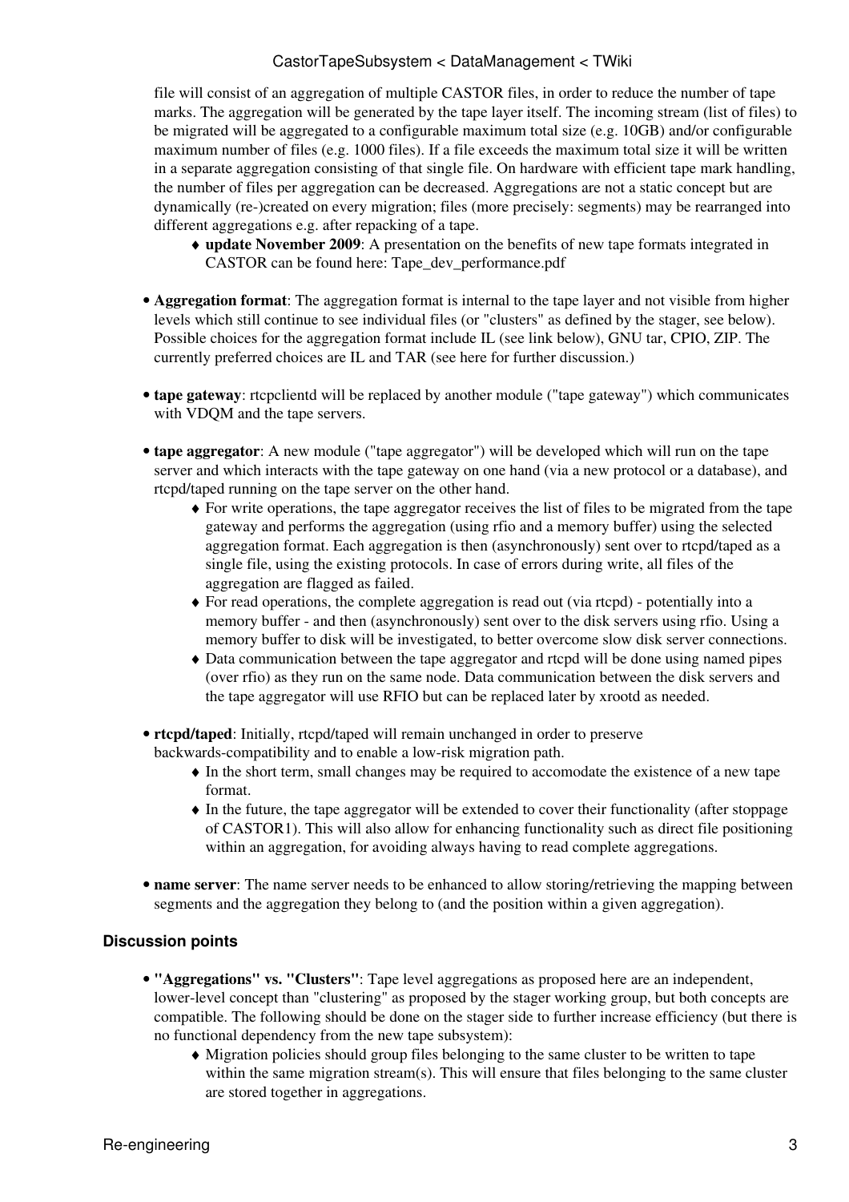file will consist of an aggregation of multiple CASTOR files, in order to reduce the number of tape marks. The aggregation will be generated by the tape layer itself. The incoming stream (list of files) to be migrated will be aggregated to a configurable maximum total size (e.g. 10GB) and/or configurable maximum number of files (e.g. 1000 files). If a file exceeds the maximum total size it will be written in a separate aggregation consisting of that single file. On hardware with efficient tape mark handling, the number of files per aggregation can be decreased. Aggregations are not a static concept but are dynamically (re-)created on every migration; files (more precisely: segments) may be rearranged into different aggregations e.g. after repacking of a tape.
    - **update November 2009**: A presentation on the benefits of new tape formats integrated in CASTOR can be found here: Tape_dev_performance.pdf

- **Aggregation format**: The aggregation format is internal to the tape layer and not visible from higher levels which still continue to see individual files (or "clusters" as defined by the stager, see below). Possible choices for the aggregation format include IL (see link below), GNU tar, CPIO, ZIP. The currently preferred choices are IL and TAR (see here for further discussion.)

- **tape gateway**: rtcpclientd will be replaced by another module ("tape gateway") which communicates with VDQM and the tape servers.

- **tape aggregator**: A new module ("tape aggregator") will be developed which will run on the tape server and which interacts with the tape gateway on one hand (via a new protocol or a database), and rtcpd/taped running on the tape server on the other hand.
    - For write operations, the tape aggregator receives the list of files to be migrated from the tape gateway and performs the aggregation (using rfio and a memory buffer) using the selected aggregation format. Each aggregation is then (asynchronously) sent over to rtcpd/taped as a single file, using the existing protocols. In case of errors during write, all files of the aggregation are flagged as failed.
    - For read operations, the complete aggregation is read out (via rtcpd) - potentially into a memory buffer - and then (asynchronously) sent over to the disk servers using rfio. Using a memory buffer to disk will be investigated, to better overcome slow disk server connections.
    - Data communication between the tape aggregator and rtcpd will be done using named pipes (over rfio) as they run on the same node. Data communication between the disk servers and the tape aggregator will use RFIO but can be replaced later by xrootd as needed.

- **rtcpd/taped**: Initially, rtcpd/taped will remain unchanged in order to preserve backwards-compatibility and to enable a low-risk migration path.
    - In the short term, small changes may be required to accomodate the existence of a new tape format.
    - In the future, the tape aggregator will be extended to cover their functionality (after stoppage of CASTOR1). This will also allow for enhancing functionality such as direct file positioning within an aggregation, for avoiding always having to read complete aggregations.

- **name server**: The name server needs to be enhanced to allow storing/retrieving the mapping between segments and the aggregation they belong to (and the position within a given aggregation).

### Discussion points

- **"Aggregations" vs. "Clusters"**: Tape level aggregations as proposed here are an independent, lower-level concept than "clustering" as proposed by the stager working group, but both concepts are compatible. The following should be done on the stager side to further increase efficiency (but there is no functional dependency from the new tape subsystem):
    - Migration policies should group files belonging to the same cluster to be written to tape within the same migration stream(s). This will ensure that files belonging to the same cluster are stored together in aggregations.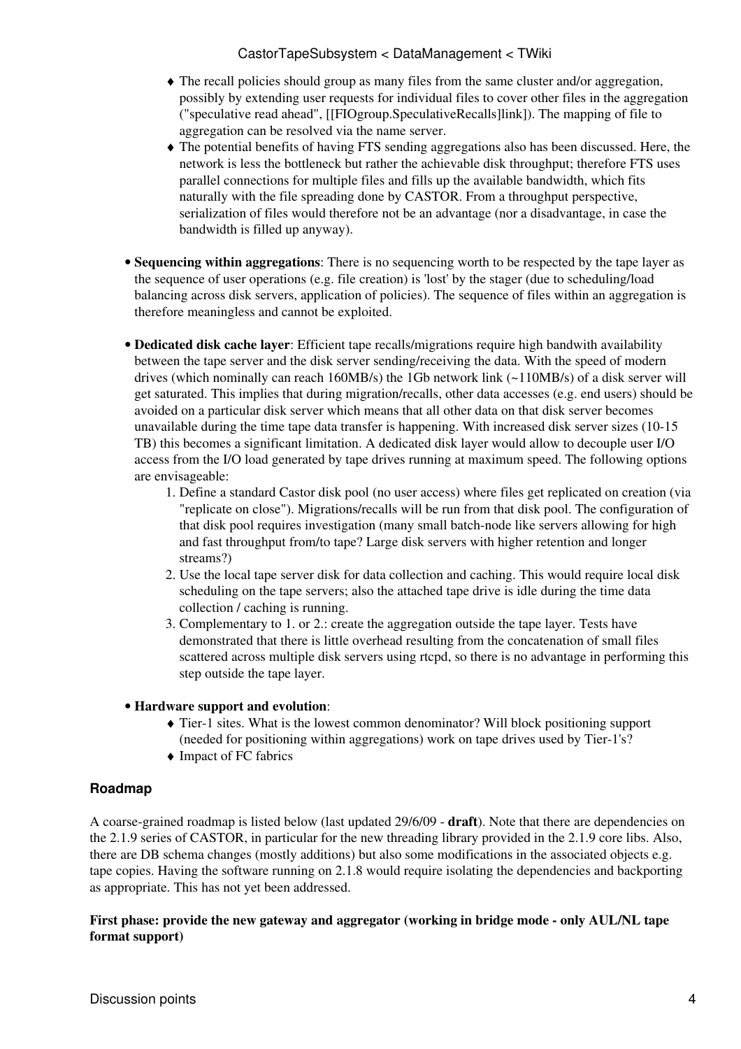- The recall policies should group as many files from the same cluster and/or aggregation, possibly by extending user requests for individual files to cover other files in the aggregation ("speculative read ahead", [[FIOgroup.SpeculativeRecalls]link]). The mapping of file to aggregation can be resolved via the name server.
- The potential benefits of having FTS sending aggregations also has been discussed. Here, the network is less the bottleneck but rather the achievable disk throughput; therefore FTS uses parallel connections for multiple files and fills up the available bandwidth, which fits naturally with the file spreading done by CASTOR. From a throughput perspective, serialization of files would therefore not be an advantage (nor a disadvantage, in case the bandwidth is filled up anyway).

- **Sequencing within aggregations**: There is no sequencing worth to be respected by the tape layer as the sequence of user operations (e.g. file creation) is 'lost' by the stager (due to scheduling/load balancing across disk servers, application of policies). The sequence of files within an aggregation is therefore meaningless and cannot be exploited.

- **Dedicated disk cache layer**: Efficient tape recalls/migrations require high bandwith availability between the tape server and the disk server sending/receiving the data. With the speed of modern drives (which nominally can reach 160MB/s) the 1Gb network link (~110MB/s) of a disk server will get saturated. This implies that during migration/recalls, other data accesses (e.g. end users) should be avoided on a particular disk server which means that all other data on that disk server becomes unavailable during the time tape data transfer is happening. With increased disk server sizes (10-15 TB) this becomes a significant limitation. A dedicated disk layer would allow to decouple user I/O access from the I/O load generated by tape drives running at maximum speed. The following options are envisageable:
    1. Define a standard Castor disk pool (no user access) where files get replicated on creation (via "replicate on close"). Migrations/recalls will be run from that disk pool. The configuration of that disk pool requires investigation (many small batch-node like servers allowing for high and fast throughput from/to tape? Large disk servers with higher retention and longer streams?)
    2. Use the local tape server disk for data collection and caching. This would require local disk scheduling on the tape servers; also the attached tape drive is idle during the time data collection / caching is running.
    3. Complementary to 1. or 2.: create the aggregation outside the tape layer. Tests have demonstrated that there is little overhead resulting from the concatenation of small files scattered across multiple disk servers using rtcpd, so there is no advantage in performing this step outside the tape layer.

- **Hardware support and evolution**:
    - Tier-1 sites. What is the lowest common denominator? Will block positioning support (needed for positioning within aggregations) work on tape drives used by Tier-1's?
    - Impact of FC fabrics

### Roadmap

A coarse-grained roadmap is listed below (last updated 29/6/09 - **draft**). Note that there are dependencies on the 2.1.9 series of CASTOR, in particular for the new threading library provided in the 2.1.9 core libs. Also, there are DB schema changes (mostly additions) but also some modifications in the associated objects e.g. tape copies. Having the software running on 2.1.8 would require isolating the dependencies and backporting as appropriate. This has not yet been addressed.

**First phase: provide the new gateway and aggregator (working in bridge mode - only AUL/NL tape format support)**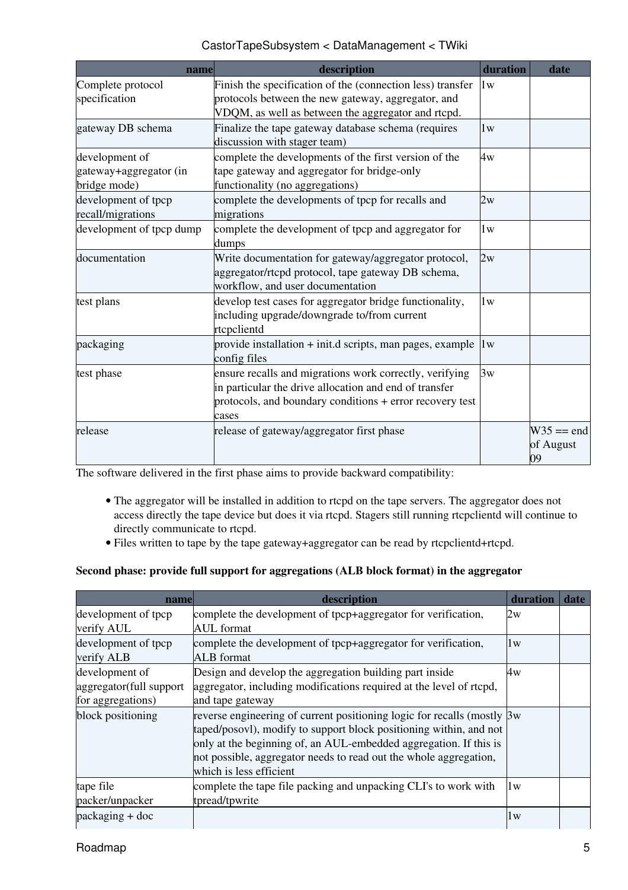| name | description | duration | date |
|---|---|---|---|
| Complete protocol specification | Finish the specification of the (connection less) transfer protocols between the new gateway, aggregator, and VDQM, as well as between the aggregator and rtcpd. | 1w | |
| gateway DB schema | Finalize the tape gateway database schema (requires discussion with stager team) | 1w | |
| development of gateway+aggregator (in bridge mode) | complete the developments of the first version of the tape gateway and aggregator for bridge-only functionality (no aggregations) | 4w | |
| development of tpcp recall/migrations | complete the developments of tpcp for recalls and migrations | 2w | |
| development of tpcp dump | complete the development of tpcp and aggregator for dumps | 1w | |
| documentation | Write documentation for gateway/aggregator protocol, aggregator/rtcpd protocol, tape gateway DB schema, workflow, and user documentation | 2w | |
| test plans | develop test cases for aggregator bridge functionality, including upgrade/downgrade to/from current rtcpclientd | 1w | |
| packaging | provide installation + init.d scripts, man pages, example config files | 1w | |
| test phase | ensure recalls and migrations work correctly, verifying in particular the drive allocation and end of transfer protocols, and boundary conditions + error recovery test cases | 3w | |
| release | release of gateway/aggregator first phase | | W35 == end of August 09 |

The software delivered in the first phase aims to provide backward compatibility:

- The aggregator will be installed in addition to rtcpd on the tape servers. The aggregator does not access directly the tape device but does it via rtcpd. Stagers still running rtcpclientd will continue to directly communicate to rtcpd.
- Files written to tape by the tape gateway+aggregator can be read by rtcpclientd+rtcpd.

**Second phase: provide full support for aggregations (ALB block format) in the aggregator**

| name | description | duration | date |
|---|---|---|---|
| development of tpcp verify AUL | complete the development of tpcp+aggregator for verification, AUL format | 2w | |
| development of tpcp verify ALB | complete the development of tpcp+aggregator for verification, ALB format | 1w | |
| development of aggregator(full support for aggregations) | Design and develop the aggregation building part inside aggregator, including modifications required at the level of rtcpd, and tape gateway | 4w | |
| block positioning | reverse engineering of current positioning logic for recalls (mostly taped/posovl), modify to support block positioning within, and not only at the beginning of, an AUL-embedded aggregation. If this is not possible, aggregator needs to read out the whole aggregation, which is less efficient | 3w | |
| tape file packer/unpacker | complete the tape file packing and unpacking CLI's to work with tpread/tpwrite | 1w | |
| packaging + doc | | 1w | |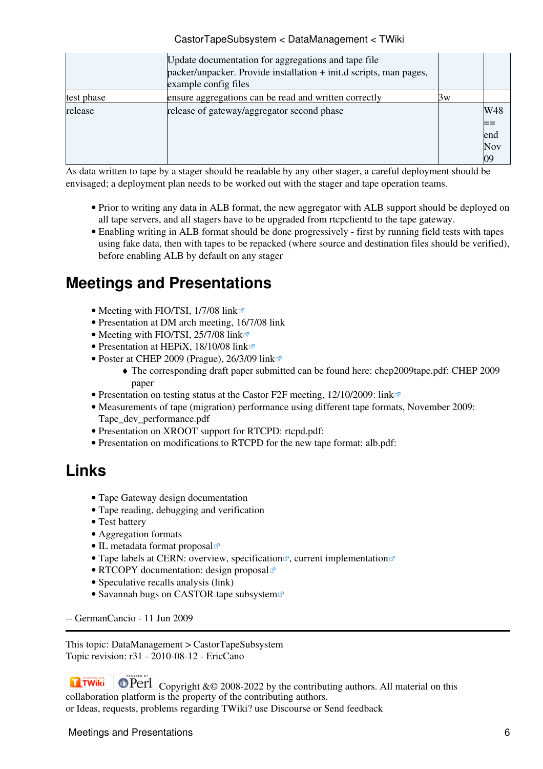| | | | |
|---|---|---|---|
| | Update documentation for aggregations and tape file packer/unpacker. Provide installation + init.d scripts, man pages, example config files | | |
| test phase | ensure aggregations can be read and written correctly | 3w | |
| release | release of gateway/aggregator second phase | | W48 == end Nov 09 |

As data written to tape by a stager should be readable by any other stager, a careful deployment should be envisaged; a deployment plan needs to be worked out with the stager and tape operation teams.

- Prior to writing any data in ALB format, the new aggregator with ALB support should be deployed on all tape servers, and all stagers have to be upgraded from rtcpclientd to the tape gateway.
- Enabling writing in ALB format should be done progressively - first by running field tests with tapes using fake data, then with tapes to be repacked (where source and destination files should be verified), before enabling ALB by default on any stager

## Meetings and Presentations

- Meeting with FIO/TSI, 1/7/08 link
- Presentation at DM arch meeting, 16/7/08 link
- Meeting with FIO/TSI, 25/7/08 link
- Presentation at HEPiX, 18/10/08 link
- Poster at CHEP 2009 (Prague), 26/3/09 link
    - The corresponding draft paper submitted can be found here: chep2009tape.pdf: CHEP 2009 paper
- Presentation on testing status at the Castor F2F meeting, 12/10/2009: link
- Measurements of tape (migration) performance using different tape formats, November 2009: Tape_dev_performance.pdf
- Presentation on XROOT support for RTCPD: rtcpd.pdf:
- Presentation on modifications to RTCPD for the new tape format: alb.pdf:

## Links

- Tape Gateway design documentation
- Tape reading, debugging and verification
- Test battery
- Aggregation formats
- IL metadata format proposal
- Tape labels at CERN: overview, specification, current implementation
- RTCOPY documentation: design proposal
- Speculative recalls analysis (link)
- Savannah bugs on CASTOR tape subsystem

-- GermanCancio - 11 Jun 2009

---

This topic: DataManagement > CastorTapeSubsystem
Topic revision: r31 - 2010-08-12 - EricCano

Copyright &© 2008-2022 by the contributing authors. All material on this collaboration platform is the property of the contributing authors.
or Ideas, requests, problems regarding TWiki? use Discourse or Send feedback